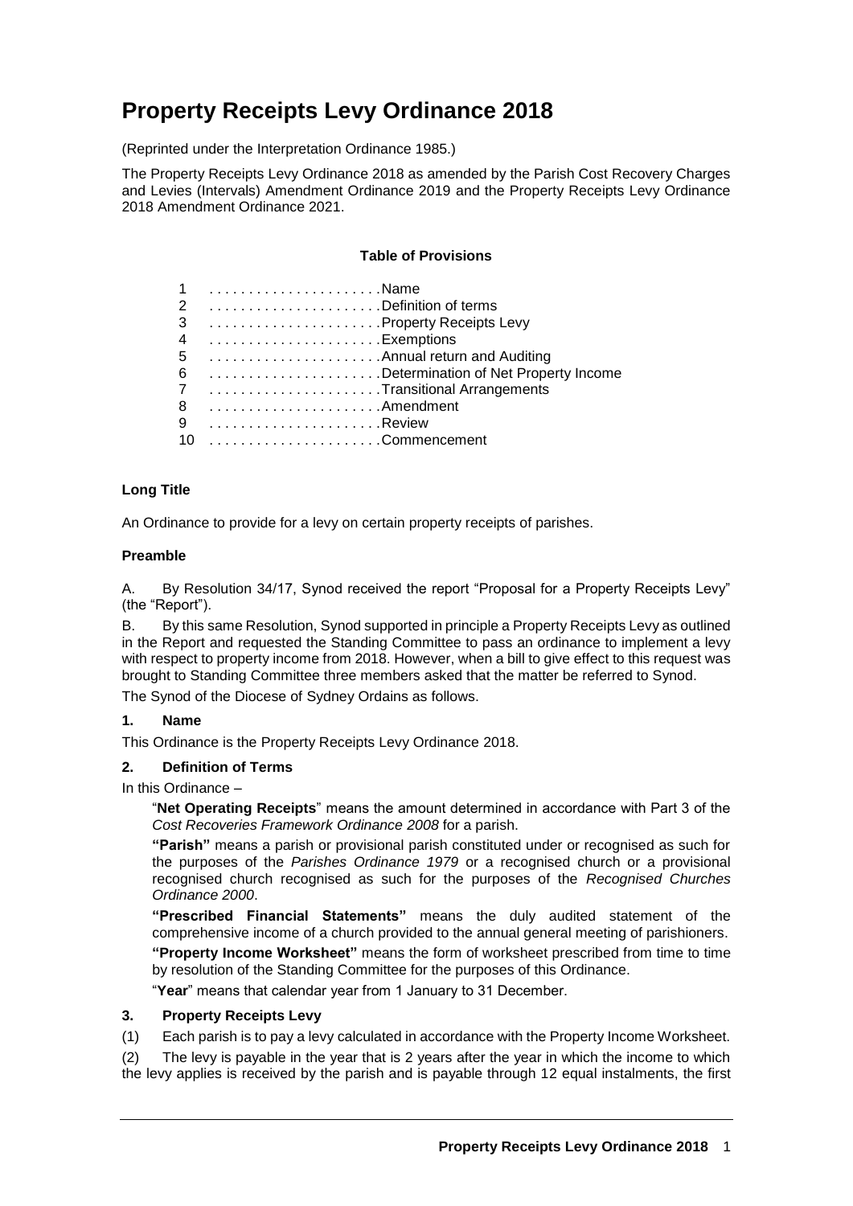# Property Receipts Levy Ordinance 2018

(Reprinted under the Interpretation Ordinance 1985.)

The Property Receipts Levy Ordinance 2018 as amended by the Parish Cost Recovery Charges and Levies (Intervals) Amendment Ordinance 2019 and the Property Receipts Levy Ordinance 2018 Amendment Ordinance 2021.

**Table of Provisions**

| | |
|---|---|
| 1 | Name |
| 2 | Definition of terms |
| 3 | Property Receipts Levy |
| 4 | Exemptions |
| 5 | Annual return and Auditing |
| 6 | Determination of Net Property Income |
| 7 | Transitional Arrangements |
| 8 | Amendment |
| 9 | Review |
| 10 | Commencement |

### Long Title

An Ordinance to provide for a levy on certain property receipts of parishes.

### Preamble

A. By Resolution 34/17, Synod received the report "Proposal for a Property Receipts Levy" (the "Report").

B. By this same Resolution, Synod supported in principle a Property Receipts Levy as outlined in the Report and requested the Standing Committee to pass an ordinance to implement a levy with respect to property income from 2018. However, when a bill to give effect to this request was brought to Standing Committee three members asked that the matter be referred to Synod.

The Synod of the Diocese of Sydney Ordains as follows.

### 1. Name

This Ordinance is the Property Receipts Levy Ordinance 2018.

### 2. Definition of Terms

In this Ordinance –

"**Net Operating Receipts**" means the amount determined in accordance with Part 3 of the *Cost Recoveries Framework Ordinance 2008* for a parish.

**"Parish"** means a parish or provisional parish constituted under or recognised as such for the purposes of the *Parishes Ordinance 1979* or a recognised church or a provisional recognised church recognised as such for the purposes of the *Recognised Churches Ordinance 2000*.

**"Prescribed Financial Statements"** means the duly audited statement of the comprehensive income of a church provided to the annual general meeting of parishioners.

**"Property Income Worksheet"** means the form of worksheet prescribed from time to time by resolution of the Standing Committee for the purposes of this Ordinance.

"**Year**" means that calendar year from 1 January to 31 December.

### 3. Property Receipts Levy

(1) Each parish is to pay a levy calculated in accordance with the Property Income Worksheet.

(2) The levy is payable in the year that is 2 years after the year in which the income to which the levy applies is received by the parish and is payable through 12 equal instalments, the first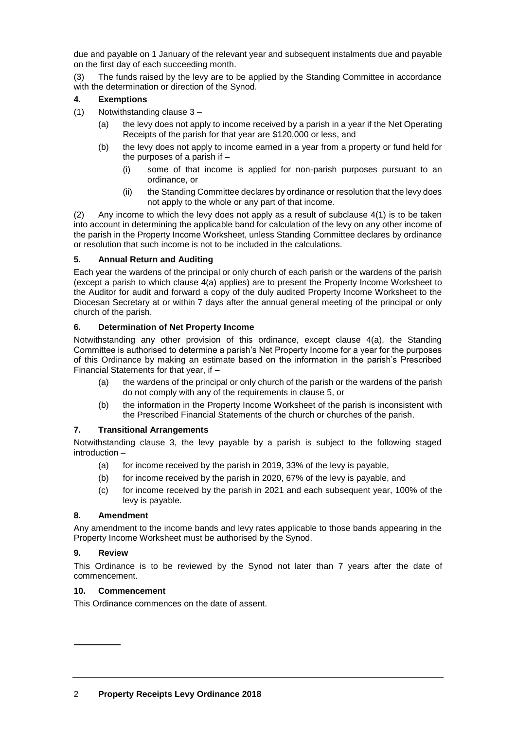due and payable on 1 January of the relevant year and subsequent instalments due and payable on the first day of each succeeding month.

(3) The funds raised by the levy are to be applied by the Standing Committee in accordance with the determination or direction of the Synod.

### 4. Exemptions

(1) Notwithstanding clause 3 –

- (a) the levy does not apply to income received by a parish in a year if the Net Operating Receipts of the parish for that year are $120,000 or less, and
- (b) the levy does not apply to income earned in a year from a property or fund held for the purposes of a parish if –
  - (i) some of that income is applied for non-parish purposes pursuant to an ordinance, or
  - (ii) the Standing Committee declares by ordinance or resolution that the levy does not apply to the whole or any part of that income.

(2) Any income to which the levy does not apply as a result of subclause 4(1) is to be taken into account in determining the applicable band for calculation of the levy on any other income of the parish in the Property Income Worksheet, unless Standing Committee declares by ordinance or resolution that such income is not to be included in the calculations.

### 5. Annual Return and Auditing

Each year the wardens of the principal or only church of each parish or the wardens of the parish (except a parish to which clause 4(a) applies) are to present the Property Income Worksheet to the Auditor for audit and forward a copy of the duly audited Property Income Worksheet to the Diocesan Secretary at or within 7 days after the annual general meeting of the principal or only church of the parish.

### 6. Determination of Net Property Income

Notwithstanding any other provision of this ordinance, except clause 4(a), the Standing Committee is authorised to determine a parish's Net Property Income for a year for the purposes of this Ordinance by making an estimate based on the information in the parish's Prescribed Financial Statements for that year, if –

- (a) the wardens of the principal or only church of the parish or the wardens of the parish do not comply with any of the requirements in clause 5, or
- (b) the information in the Property Income Worksheet of the parish is inconsistent with the Prescribed Financial Statements of the church or churches of the parish.

### 7. Transitional Arrangements

Notwithstanding clause 3, the levy payable by a parish is subject to the following staged introduction –

- (a) for income received by the parish in 2019, 33% of the levy is payable,
- (b) for income received by the parish in 2020, 67% of the levy is payable, and
- (c) for income received by the parish in 2021 and each subsequent year, 100% of the levy is payable.

### 8. Amendment

Any amendment to the income bands and levy rates applicable to those bands appearing in the Property Income Worksheet must be authorised by the Synod.

### 9. Review

This Ordinance is to be reviewed by the Synod not later than 7 years after the date of commencement.

### 10. Commencement

This Ordinance commences on the date of assent.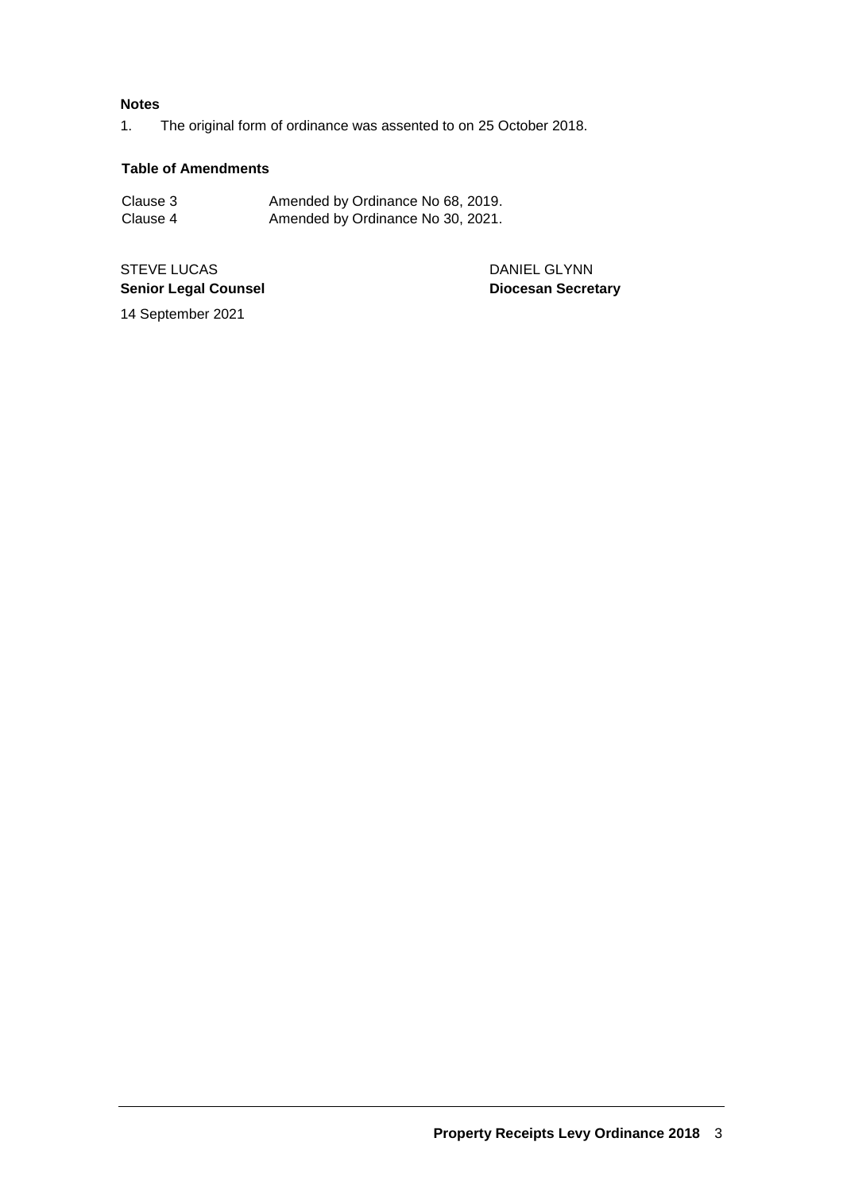**Notes**

1. The original form of ordinance was assented to on 25 October 2018.

**Table of Amendments**

| | |
|---|---|
| Clause 3 | Amended by Ordinance No 68, 2019. |
| Clause 4 | Amended by Ordinance No 30, 2021. |

STEVE LUCAS
**Senior Legal Counsel**

DANIEL GLYNN
**Diocesan Secretary**

14 September 2021